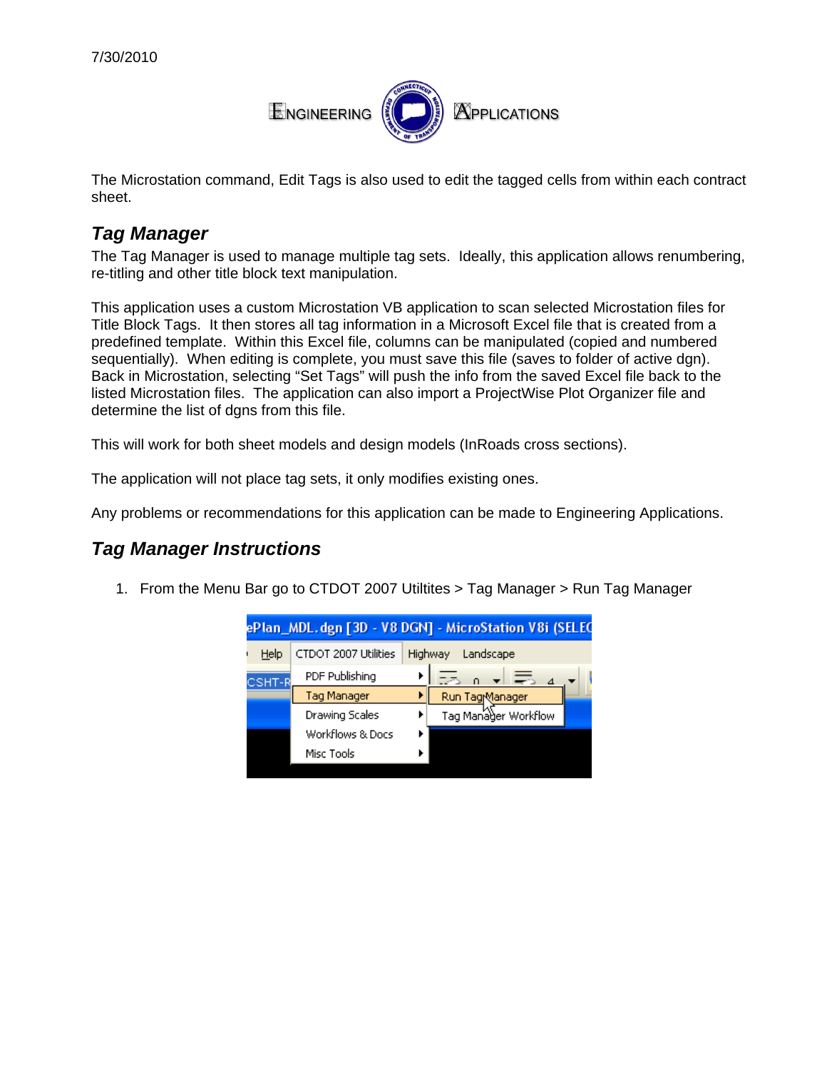7/30/2010

ENGINEERING APPLICATIONS

The Microstation command, Edit Tags is also used to edit the tagged cells from within each contract sheet.

## *Tag Manager*

The Tag Manager is used to manage multiple tag sets. Ideally, this application allows renumbering, re-titling and other title block text manipulation.

This application uses a custom Microstation VB application to scan selected Microstation files for Title Block Tags. It then stores all tag information in a Microsoft Excel file that is created from a predefined template. Within this Excel file, columns can be manipulated (copied and numbered sequentially). When editing is complete, you must save this file (saves to folder of active dgn). Back in Microstation, selecting "Set Tags" will push the info from the saved Excel file back to the listed Microstation files. The application can also import a ProjectWise Plot Organizer file and determine the list of dgns from this file.

This will work for both sheet models and design models (InRoads cross sections).

The application will not place tag sets, it only modifies existing ones.

Any problems or recommendations for this application can be made to Engineering Applications.

## *Tag Manager Instructions*

1. From the Menu Bar go to CTDOT 2007 Utiltites > Tag Manager > Run Tag Manager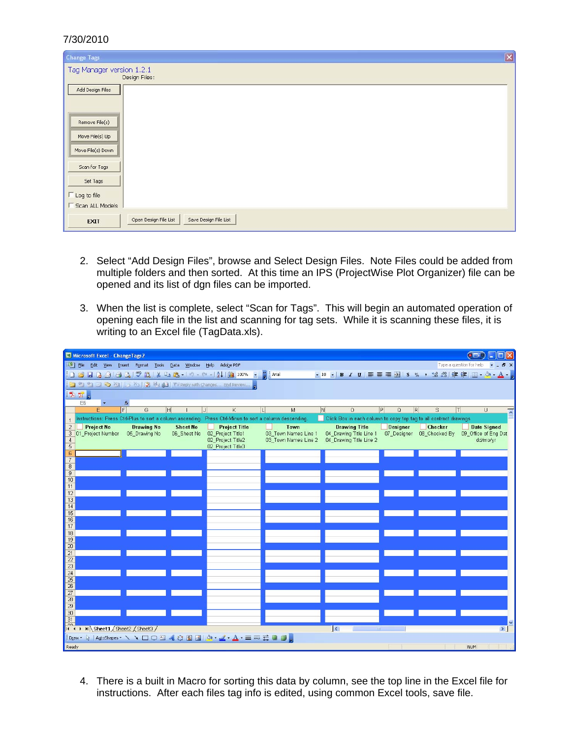7/30/2010

Change Tags

Tag Manager version 1.2.1

Design Files:

Add Design Files

Remove File(s)

Move File(s) Up

Move File(s) Down

Scan for Tags

Set Tags

Log to file

Scan ALL Models

EXIT

Open Design File List

Save Design File List

2. Select "Add Design Files", browse and Select Design Files. Note Files could be added from multiple folders and then sorted. At this time an IPS (ProjectWise Plot Organizer) file can be opened and its list of dgn files can be imported.

3. When the list is complete, select "Scan for Tags". This will begin an automated operation of opening each file in the list and scanning for tag sets. While it is scanning these files, it is writing to an Excel file (TagData.xls).

Microsoft Excel - ChangeTags2

Instructions: Press Ctrl-Plus to sort a column ascending. Press Ctrl-Minus to sort a column descending. Click Box in each column to copy top tag to all contract drawings

| Project No | Drawing No | Sheet No | Project Title | Town | Drawing Title | Designer | Checker | Date Signed |
|---|---|---|---|---|---|---|---|---|
| 01_Project Number | 05_Drawing No | 06_Sheet No | 02_Project Title1 | 03_Town Names Line 1 | 04_Drawing Title Line 1 | 07_Designer | 08_Checked By | 09_Office of Eng Dat |
| | | | 02_Project Title2 | 03_Town Names Line 2 | 04_Drawing Title Line 2 | | | dd/mo/yr |
| | | | 02_Project Title3 | | | | | |

4. There is a built in Macro for sorting this data by column, see the top line in the Excel file for instructions. After each files tag info is edited, using common Excel tools, save file.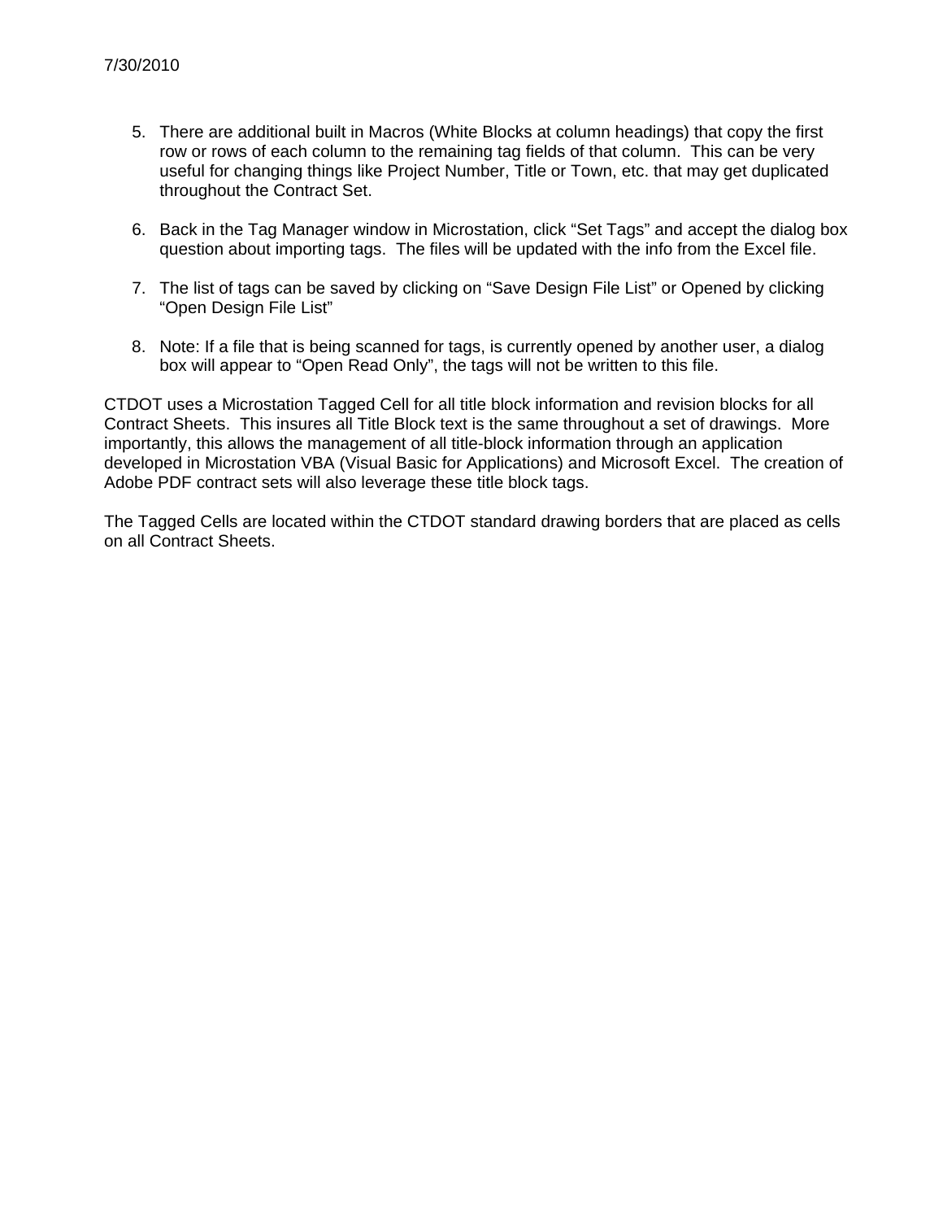5. There are additional built in Macros (White Blocks at column headings) that copy the first row or rows of each column to the remaining tag fields of that column. This can be very useful for changing things like Project Number, Title or Town, etc. that may get duplicated throughout the Contract Set.

6. Back in the Tag Manager window in Microstation, click “Set Tags” and accept the dialog box question about importing tags. The files will be updated with the info from the Excel file.

7. The list of tags can be saved by clicking on “Save Design File List” or Opened by clicking “Open Design File List”

8. Note: If a file that is being scanned for tags, is currently opened by another user, a dialog box will appear to “Open Read Only”, the tags will not be written to this file.

CTDOT uses a Microstation Tagged Cell for all title block information and revision blocks for all Contract Sheets. This insures all Title Block text is the same throughout a set of drawings. More importantly, this allows the management of all title-block information through an application developed in Microstation VBA (Visual Basic for Applications) and Microsoft Excel. The creation of Adobe PDF contract sets will also leverage these title block tags.

The Tagged Cells are located within the CTDOT standard drawing borders that are placed as cells on all Contract Sheets.